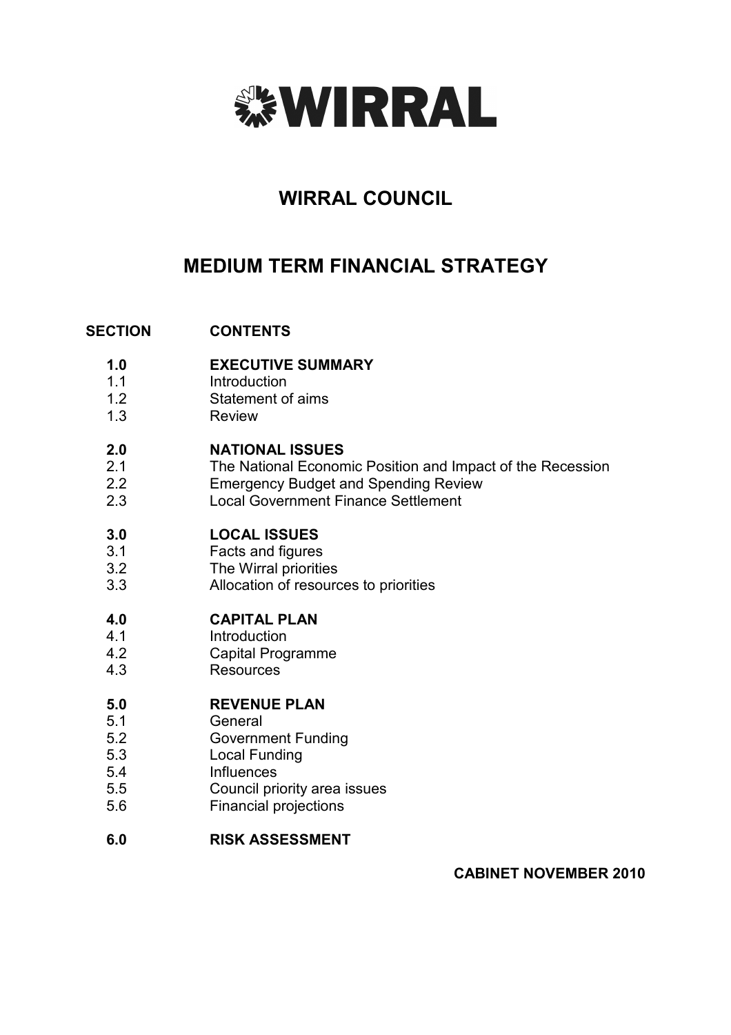# WIRRAL

## WIRRAL COUNCIL

## MEDIUM TERM FINANCIAL STRATEGY

| SECTION | CONTENTS |
|---|---|
| **1.0** | **EXECUTIVE SUMMARY** |
| 1.1 | Introduction |
| 1.2 | Statement of aims |
| 1.3 | Review |
| **2.0** | **NATIONAL ISSUES** |
| 2.1 | The National Economic Position and Impact of the Recession |
| 2.2 | Emergency Budget and Spending Review |
| 2.3 | Local Government Finance Settlement |
| **3.0** | **LOCAL ISSUES** |
| 3.1 | Facts and figures |
| 3.2 | The Wirral priorities |
| 3.3 | Allocation of resources to priorities |
| **4.0** | **CAPITAL PLAN** |
| 4.1 | Introduction |
| 4.2 | Capital Programme |
| 4.3 | Resources |
| **5.0** | **REVENUE PLAN** |
| 5.1 | General |
| 5.2 | Government Funding |
| 5.3 | Local Funding |
| 5.4 | Influences |
| 5.5 | Council priority area issues |
| 5.6 | Financial projections |
| **6.0** | **RISK ASSESSMENT** |

**CABINET NOVEMBER 2010**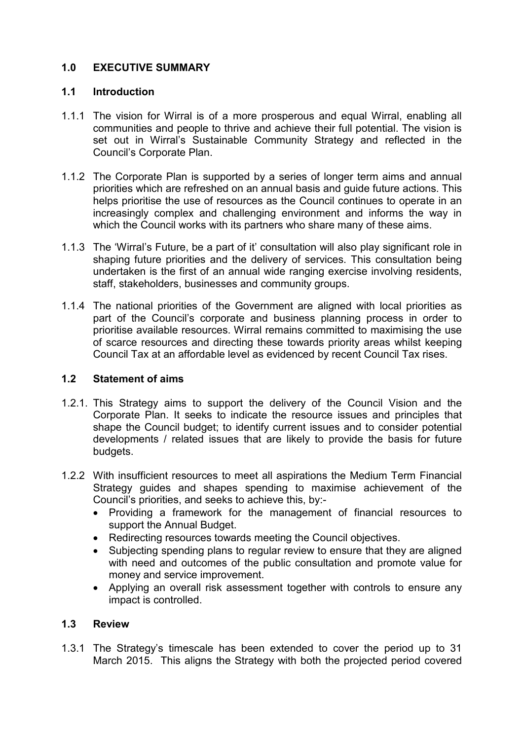## 1.0 EXECUTIVE SUMMARY

### 1.1 Introduction

1.1.1 The vision for Wirral is of a more prosperous and equal Wirral, enabling all communities and people to thrive and achieve their full potential. The vision is set out in Wirral's Sustainable Community Strategy and reflected in the Council's Corporate Plan.

1.1.2 The Corporate Plan is supported by a series of longer term aims and annual priorities which are refreshed on an annual basis and guide future actions. This helps prioritise the use of resources as the Council continues to operate in an increasingly complex and challenging environment and informs the way in which the Council works with its partners who share many of these aims.

1.1.3 The 'Wirral's Future, be a part of it' consultation will also play significant role in shaping future priorities and the delivery of services. This consultation being undertaken is the first of an annual wide ranging exercise involving residents, staff, stakeholders, businesses and community groups.

1.1.4 The national priorities of the Government are aligned with local priorities as part of the Council's corporate and business planning process in order to prioritise available resources. Wirral remains committed to maximising the use of scarce resources and directing these towards priority areas whilst keeping Council Tax at an affordable level as evidenced by recent Council Tax rises.

### 1.2 Statement of aims

1.2.1. This Strategy aims to support the delivery of the Council Vision and the Corporate Plan. It seeks to indicate the resource issues and principles that shape the Council budget; to identify current issues and to consider potential developments / related issues that are likely to provide the basis for future budgets.

1.2.2 With insufficient resources to meet all aspirations the Medium Term Financial Strategy guides and shapes spending to maximise achievement of the Council's priorities, and seeks to achieve this, by:-

- Providing a framework for the management of financial resources to support the Annual Budget.
- Redirecting resources towards meeting the Council objectives.
- Subjecting spending plans to regular review to ensure that they are aligned with need and outcomes of the public consultation and promote value for money and service improvement.
- Applying an overall risk assessment together with controls to ensure any impact is controlled.

### 1.3 Review

1.3.1 The Strategy's timescale has been extended to cover the period up to 31 March 2015. This aligns the Strategy with both the projected period covered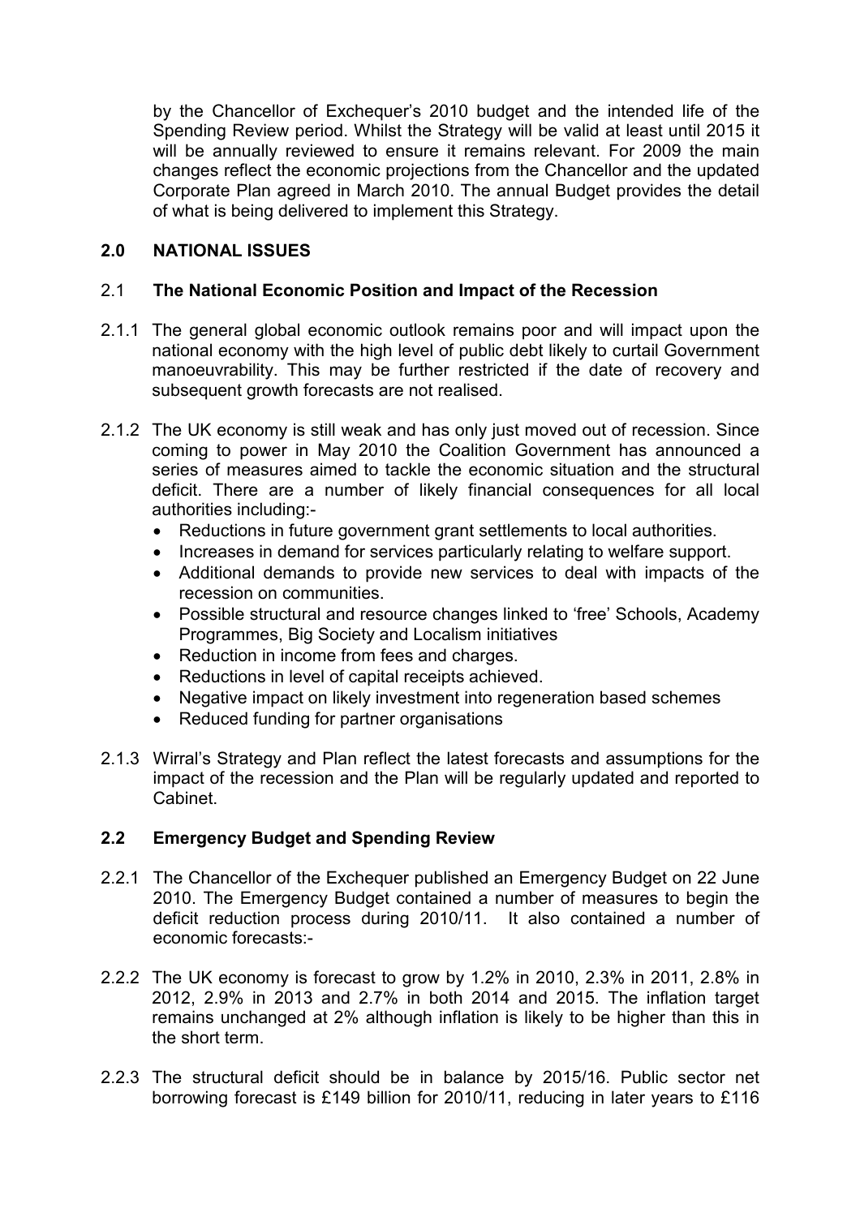by the Chancellor of Exchequer's 2010 budget and the intended life of the Spending Review period. Whilst the Strategy will be valid at least until 2015 it will be annually reviewed to ensure it remains relevant. For 2009 the main changes reflect the economic projections from the Chancellor and the updated Corporate Plan agreed in March 2010. The annual Budget provides the detail of what is being delivered to implement this Strategy.

## 2.0 NATIONAL ISSUES

### 2.1 The National Economic Position and Impact of the Recession

2.1.1 The general global economic outlook remains poor and will impact upon the national economy with the high level of public debt likely to curtail Government manoeuvrability. This may be further restricted if the date of recovery and subsequent growth forecasts are not realised.

2.1.2 The UK economy is still weak and has only just moved out of recession. Since coming to power in May 2010 the Coalition Government has announced a series of measures aimed to tackle the economic situation and the structural deficit. There are a number of likely financial consequences for all local authorities including:-

- Reductions in future government grant settlements to local authorities.
- Increases in demand for services particularly relating to welfare support.
- Additional demands to provide new services to deal with impacts of the recession on communities.
- Possible structural and resource changes linked to 'free' Schools, Academy Programmes, Big Society and Localism initiatives
- Reduction in income from fees and charges.
- Reductions in level of capital receipts achieved.
- Negative impact on likely investment into regeneration based schemes
- Reduced funding for partner organisations

2.1.3 Wirral's Strategy and Plan reflect the latest forecasts and assumptions for the impact of the recession and the Plan will be regularly updated and reported to Cabinet.

### 2.2 Emergency Budget and Spending Review

2.2.1 The Chancellor of the Exchequer published an Emergency Budget on 22 June 2010. The Emergency Budget contained a number of measures to begin the deficit reduction process during 2010/11. It also contained a number of economic forecasts:-

2.2.2 The UK economy is forecast to grow by 1.2% in 2010, 2.3% in 2011, 2.8% in 2012, 2.9% in 2013 and 2.7% in both 2014 and 2015. The inflation target remains unchanged at 2% although inflation is likely to be higher than this in the short term.

2.2.3 The structural deficit should be in balance by 2015/16. Public sector net borrowing forecast is £149 billion for 2010/11, reducing in later years to £116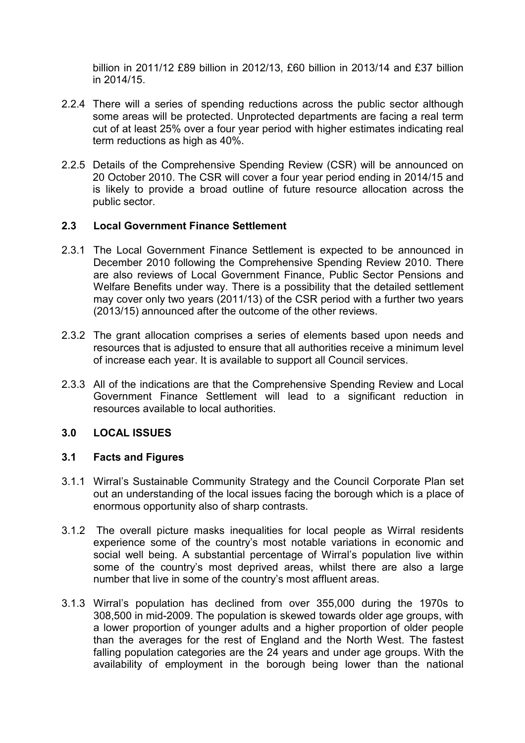billion in 2011/12 £89 billion in 2012/13, £60 billion in 2013/14 and £37 billion in 2014/15.

2.2.4 There will a series of spending reductions across the public sector although some areas will be protected. Unprotected departments are facing a real term cut of at least 25% over a four year period with higher estimates indicating real term reductions as high as 40%.

2.2.5 Details of the Comprehensive Spending Review (CSR) will be announced on 20 October 2010. The CSR will cover a four year period ending in 2014/15 and is likely to provide a broad outline of future resource allocation across the public sector.

### 2.3 Local Government Finance Settlement

2.3.1 The Local Government Finance Settlement is expected to be announced in December 2010 following the Comprehensive Spending Review 2010. There are also reviews of Local Government Finance, Public Sector Pensions and Welfare Benefits under way. There is a possibility that the detailed settlement may cover only two years (2011/13) of the CSR period with a further two years (2013/15) announced after the outcome of the other reviews.

2.3.2 The grant allocation comprises a series of elements based upon needs and resources that is adjusted to ensure that all authorities receive a minimum level of increase each year. It is available to support all Council services.

2.3.3 All of the indications are that the Comprehensive Spending Review and Local Government Finance Settlement will lead to a significant reduction in resources available to local authorities.

## 3.0 LOCAL ISSUES

### 3.1 Facts and Figures

3.1.1 Wirral's Sustainable Community Strategy and the Council Corporate Plan set out an understanding of the local issues facing the borough which is a place of enormous opportunity also of sharp contrasts.

3.1.2 The overall picture masks inequalities for local people as Wirral residents experience some of the country's most notable variations in economic and social well being. A substantial percentage of Wirral's population live within some of the country's most deprived areas, whilst there are also a large number that live in some of the country's most affluent areas.

3.1.3 Wirral's population has declined from over 355,000 during the 1970s to 308,500 in mid-2009. The population is skewed towards older age groups, with a lower proportion of younger adults and a higher proportion of older people than the averages for the rest of England and the North West. The fastest falling population categories are the 24 years and under age groups. With the availability of employment in the borough being lower than the national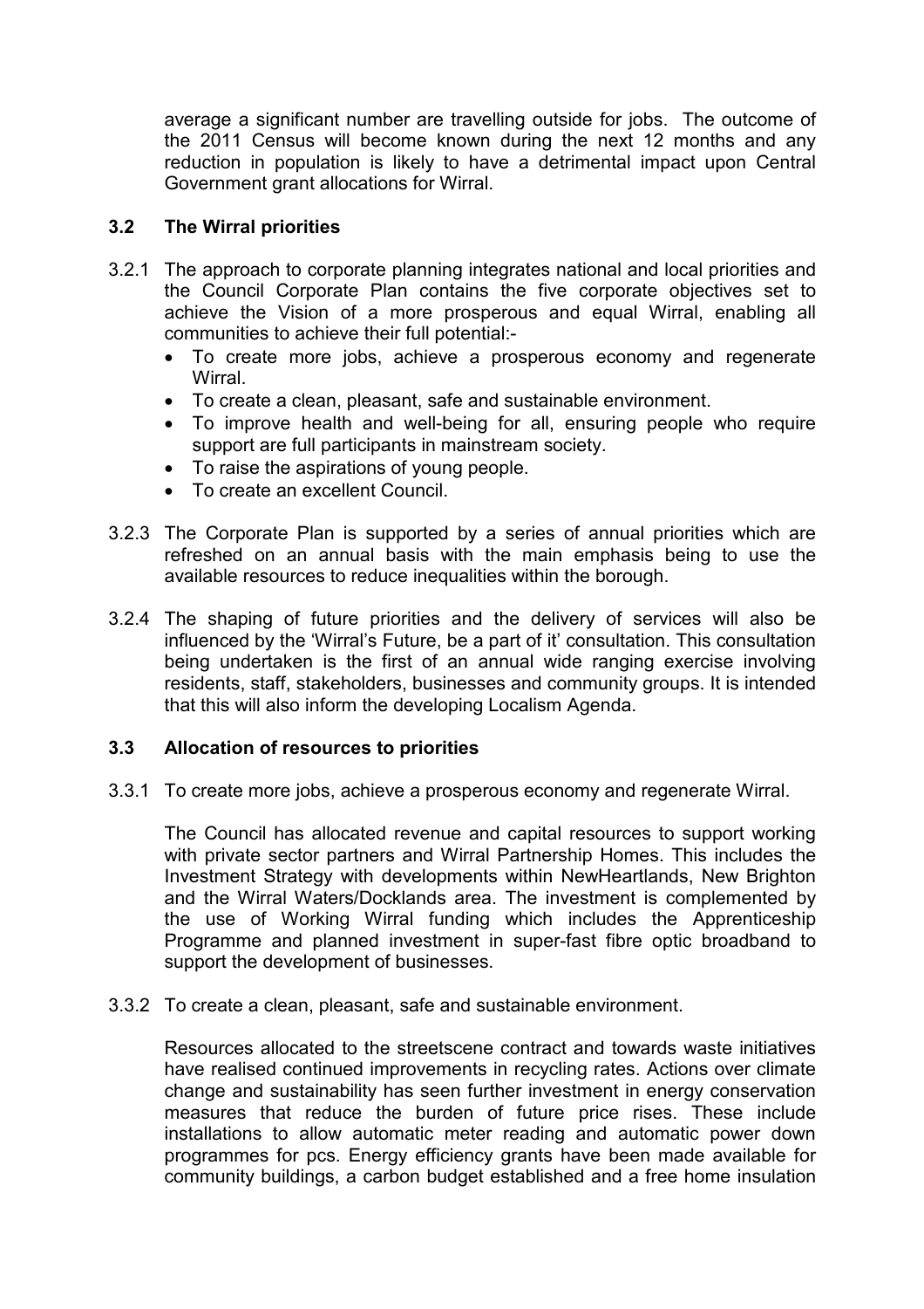average a significant number are travelling outside for jobs. The outcome of the 2011 Census will become known during the next 12 months and any reduction in population is likely to have a detrimental impact upon Central Government grant allocations for Wirral.

### 3.2 The Wirral priorities

3.2.1 The approach to corporate planning integrates national and local priorities and the Council Corporate Plan contains the five corporate objectives set to achieve the Vision of a more prosperous and equal Wirral, enabling all communities to achieve their full potential:-

- To create more jobs, achieve a prosperous economy and regenerate Wirral.
- To create a clean, pleasant, safe and sustainable environment.
- To improve health and well-being for all, ensuring people who require support are full participants in mainstream society.
- To raise the aspirations of young people.
- To create an excellent Council.

3.2.3 The Corporate Plan is supported by a series of annual priorities which are refreshed on an annual basis with the main emphasis being to use the available resources to reduce inequalities within the borough.

3.2.4 The shaping of future priorities and the delivery of services will also be influenced by the 'Wirral's Future, be a part of it' consultation. This consultation being undertaken is the first of an annual wide ranging exercise involving residents, staff, stakeholders, businesses and community groups. It is intended that this will also inform the developing Localism Agenda.

### 3.3 Allocation of resources to priorities

3.3.1 To create more jobs, achieve a prosperous economy and regenerate Wirral.

The Council has allocated revenue and capital resources to support working with private sector partners and Wirral Partnership Homes. This includes the Investment Strategy with developments within NewHeartlands, New Brighton and the Wirral Waters/Docklands area. The investment is complemented by the use of Working Wirral funding which includes the Apprenticeship Programme and planned investment in super-fast fibre optic broadband to support the development of businesses.

3.3.2 To create a clean, pleasant, safe and sustainable environment.

Resources allocated to the streetscene contract and towards waste initiatives have realised continued improvements in recycling rates. Actions over climate change and sustainability has seen further investment in energy conservation measures that reduce the burden of future price rises. These include installations to allow automatic meter reading and automatic power down programmes for pcs. Energy efficiency grants have been made available for community buildings, a carbon budget established and a free home insulation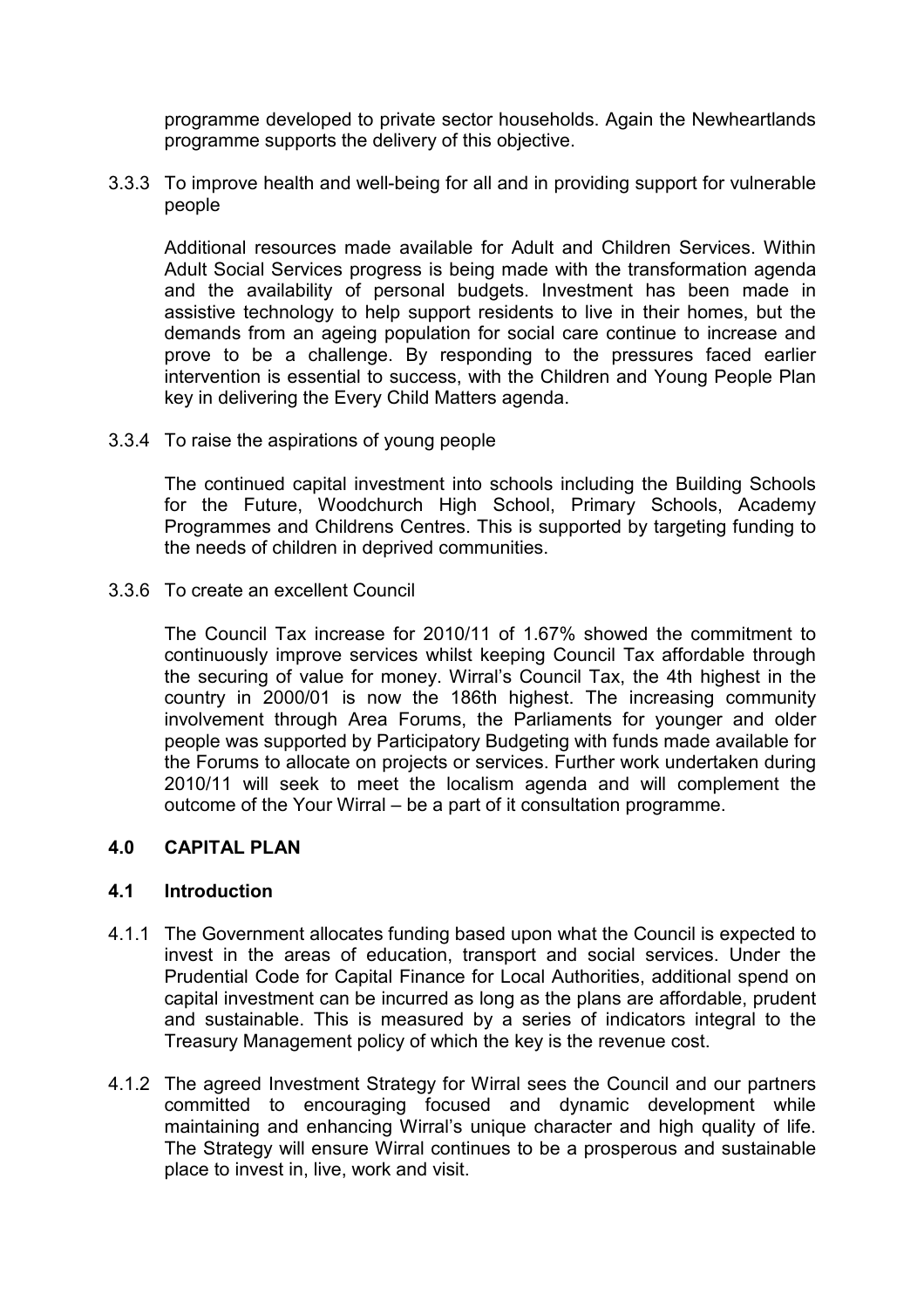programme developed to private sector households. Again the Newheartlands programme supports the delivery of this objective.

3.3.3 To improve health and well-being for all and in providing support for vulnerable people

Additional resources made available for Adult and Children Services. Within Adult Social Services progress is being made with the transformation agenda and the availability of personal budgets. Investment has been made in assistive technology to help support residents to live in their homes, but the demands from an ageing population for social care continue to increase and prove to be a challenge. By responding to the pressures faced earlier intervention is essential to success, with the Children and Young People Plan key in delivering the Every Child Matters agenda.

3.3.4 To raise the aspirations of young people

The continued capital investment into schools including the Building Schools for the Future, Woodchurch High School, Primary Schools, Academy Programmes and Childrens Centres. This is supported by targeting funding to the needs of children in deprived communities.

3.3.6 To create an excellent Council

The Council Tax increase for 2010/11 of 1.67% showed the commitment to continuously improve services whilst keeping Council Tax affordable through the securing of value for money. Wirral's Council Tax, the 4th highest in the country in 2000/01 is now the 186th highest. The increasing community involvement through Area Forums, the Parliaments for younger and older people was supported by Participatory Budgeting with funds made available for the Forums to allocate on projects or services. Further work undertaken during 2010/11 will seek to meet the localism agenda and will complement the outcome of the Your Wirral – be a part of it consultation programme.

## 4.0 CAPITAL PLAN

### 4.1 Introduction

4.1.1 The Government allocates funding based upon what the Council is expected to invest in the areas of education, transport and social services. Under the Prudential Code for Capital Finance for Local Authorities, additional spend on capital investment can be incurred as long as the plans are affordable, prudent and sustainable. This is measured by a series of indicators integral to the Treasury Management policy of which the key is the revenue cost.

4.1.2 The agreed Investment Strategy for Wirral sees the Council and our partners committed to encouraging focused and dynamic development while maintaining and enhancing Wirral's unique character and high quality of life. The Strategy will ensure Wirral continues to be a prosperous and sustainable place to invest in, live, work and visit.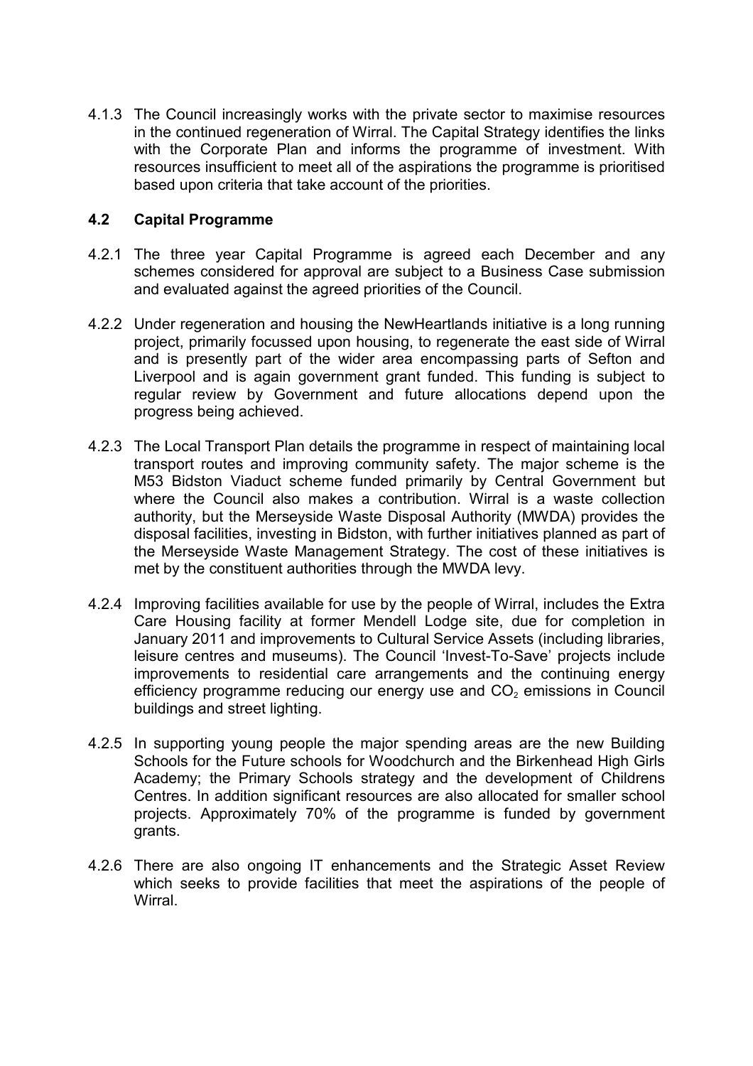4.1.3 The Council increasingly works with the private sector to maximise resources in the continued regeneration of Wirral. The Capital Strategy identifies the links with the Corporate Plan and informs the programme of investment. With resources insufficient to meet all of the aspirations the programme is prioritised based upon criteria that take account of the priorities.

### 4.2 Capital Programme

4.2.1 The three year Capital Programme is agreed each December and any schemes considered for approval are subject to a Business Case submission and evaluated against the agreed priorities of the Council.

4.2.2 Under regeneration and housing the NewHeartlands initiative is a long running project, primarily focussed upon housing, to regenerate the east side of Wirral and is presently part of the wider area encompassing parts of Sefton and Liverpool and is again government grant funded. This funding is subject to regular review by Government and future allocations depend upon the progress being achieved.

4.2.3 The Local Transport Plan details the programme in respect of maintaining local transport routes and improving community safety. The major scheme is the M53 Bidston Viaduct scheme funded primarily by Central Government but where the Council also makes a contribution. Wirral is a waste collection authority, but the Merseyside Waste Disposal Authority (MWDA) provides the disposal facilities, investing in Bidston, with further initiatives planned as part of the Merseyside Waste Management Strategy. The cost of these initiatives is met by the constituent authorities through the MWDA levy.

4.2.4 Improving facilities available for use by the people of Wirral, includes the Extra Care Housing facility at former Mendell Lodge site, due for completion in January 2011 and improvements to Cultural Service Assets (including libraries, leisure centres and museums). The Council 'Invest-To-Save' projects include improvements to residential care arrangements and the continuing energy efficiency programme reducing our energy use and $CO_2$ emissions in Council buildings and street lighting.

4.2.5 In supporting young people the major spending areas are the new Building Schools for the Future schools for Woodchurch and the Birkenhead High Girls Academy; the Primary Schools strategy and the development of Childrens Centres. In addition significant resources are also allocated for smaller school projects. Approximately 70% of the programme is funded by government grants.

4.2.6 There are also ongoing IT enhancements and the Strategic Asset Review which seeks to provide facilities that meet the aspirations of the people of Wirral.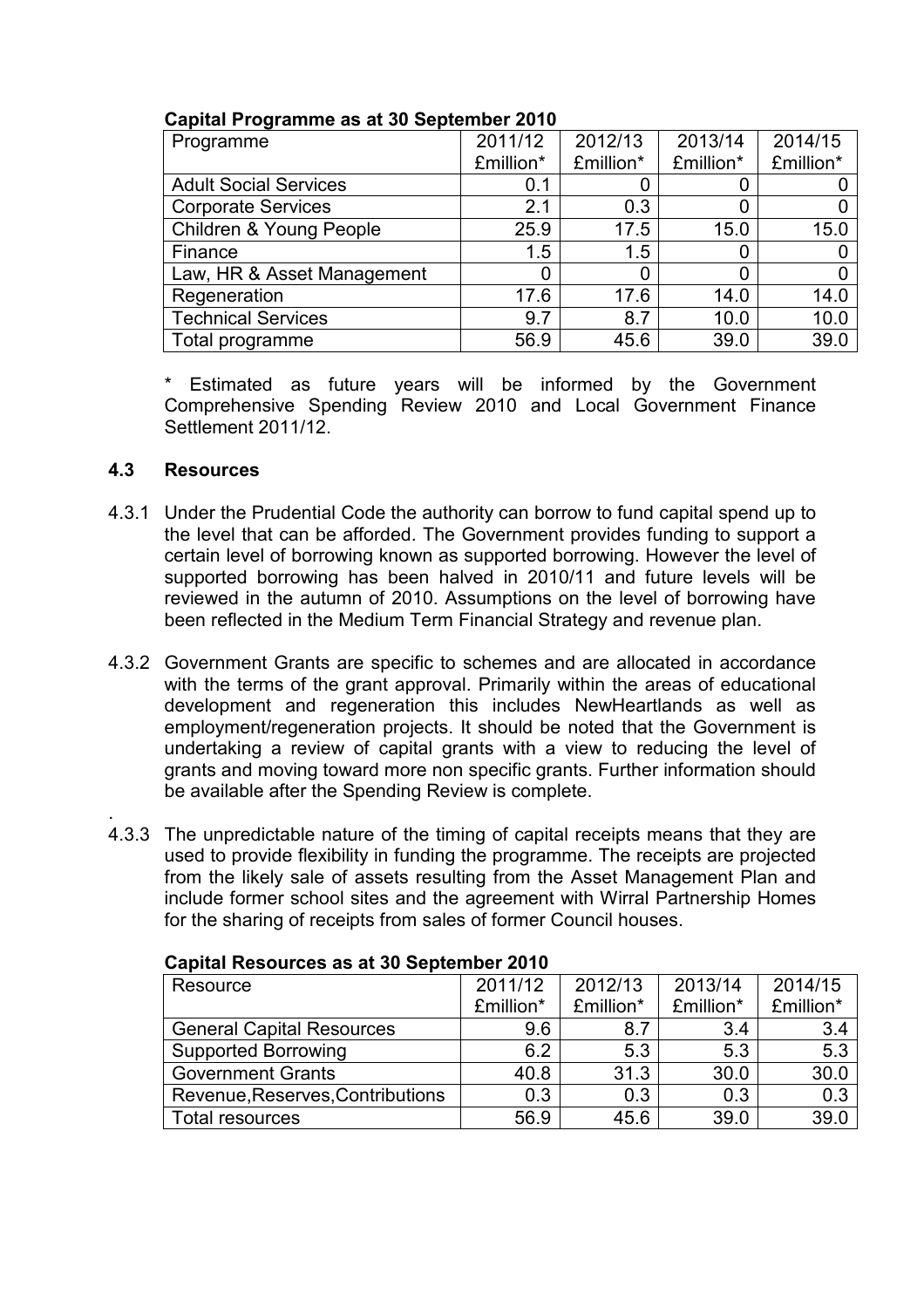**Capital Programme as at 30 September 2010**

| Programme | 2011/12 £million* | 2012/13 £million* | 2013/14 £million* | 2014/15 £million* |
|---|---|---|---|---|
| Adult Social Services | 0.1 | 0 | 0 | 0 |
| Corporate Services | 2.1 | 0.3 | 0 | 0 |
| Children & Young People | 25.9 | 17.5 | 15.0 | 15.0 |
| Finance | 1.5 | 1.5 | 0 | 0 |
| Law, HR & Asset Management | 0 | 0 | 0 | 0 |
| Regeneration | 17.6 | 17.6 | 14.0 | 14.0 |
| Technical Services | 9.7 | 8.7 | 10.0 | 10.0 |
| Total programme | 56.9 | 45.6 | 39.0 | 39.0 |

* Estimated as future years will be informed by the Government Comprehensive Spending Review 2010 and Local Government Finance Settlement 2011/12.

### 4.3 Resources

4.3.1 Under the Prudential Code the authority can borrow to fund capital spend up to the level that can be afforded. The Government provides funding to support a certain level of borrowing known as supported borrowing. However the level of supported borrowing has been halved in 2010/11 and future levels will be reviewed in the autumn of 2010. Assumptions on the level of borrowing have been reflected in the Medium Term Financial Strategy and revenue plan.

4.3.2 Government Grants are specific to schemes and are allocated in accordance with the terms of the grant approval. Primarily within the areas of educational development and regeneration this includes NewHeartlands as well as employment/regeneration projects. It should be noted that the Government is undertaking a review of capital grants with a view to reducing the level of grants and moving toward more non specific grants. Further information should be available after the Spending Review is complete.

4.3.3 The unpredictable nature of the timing of capital receipts means that they are used to provide flexibility in funding the programme. The receipts are projected from the likely sale of assets resulting from the Asset Management Plan and include former school sites and the agreement with Wirral Partnership Homes for the sharing of receipts from sales of former Council houses.

**Capital Resources as at 30 September 2010**

| Resource | 2011/12 £million* | 2012/13 £million* | 2013/14 £million* | 2014/15 £million* |
|---|---|---|---|---|
| General Capital Resources | 9.6 | 8.7 | 3.4 | 3.4 |
| Supported Borrowing | 6.2 | 5.3 | 5.3 | 5.3 |
| Government Grants | 40.8 | 31.3 | 30.0 | 30.0 |
| Revenue,Reserves,Contributions | 0.3 | 0.3 | 0.3 | 0.3 |
| Total resources | 56.9 | 45.6 | 39.0 | 39.0 |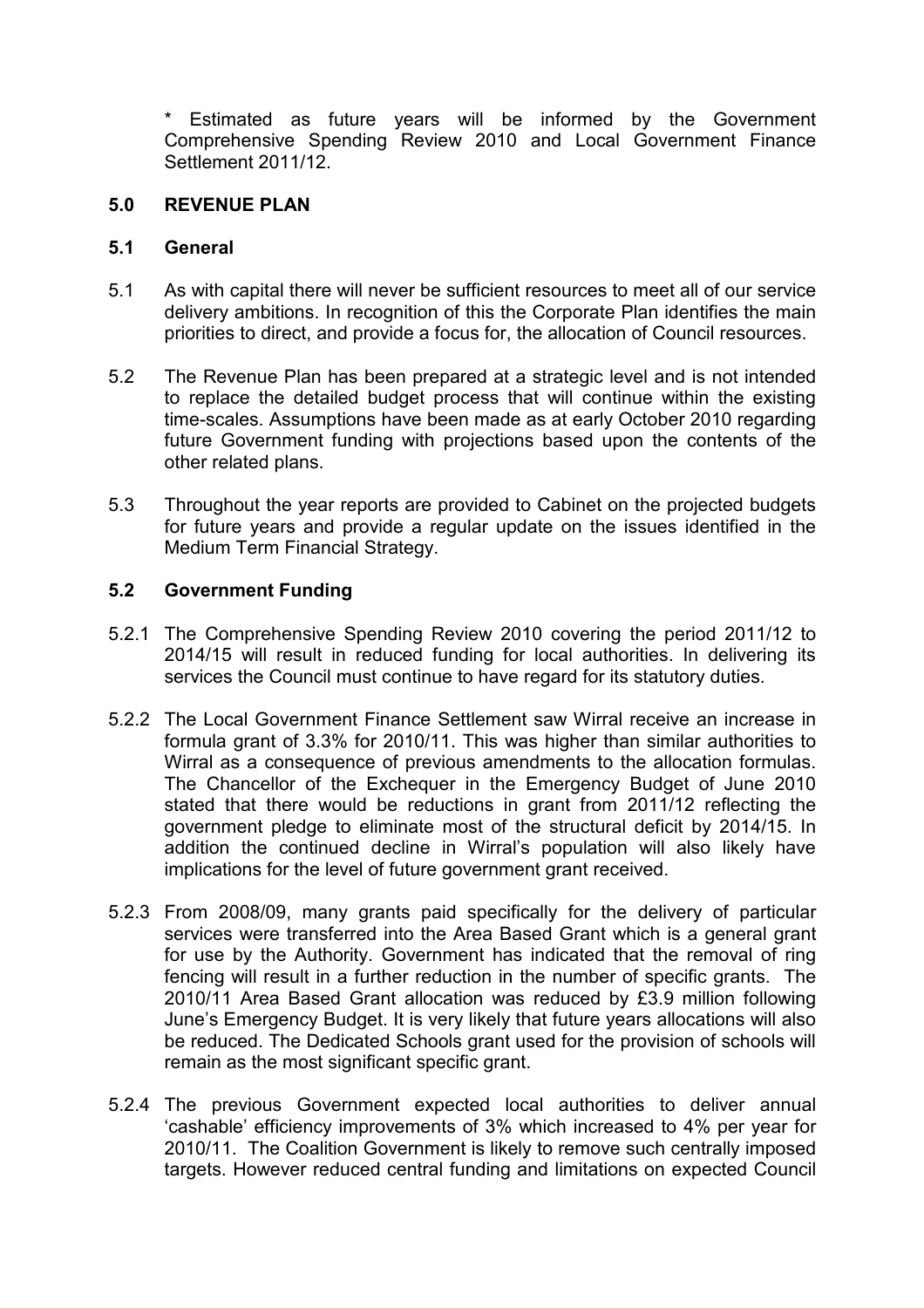\* Estimated as future years will be informed by the Government Comprehensive Spending Review 2010 and Local Government Finance Settlement 2011/12.

## 5.0 REVENUE PLAN

### 5.1 General

5.1 As with capital there will never be sufficient resources to meet all of our service delivery ambitions. In recognition of this the Corporate Plan identifies the main priorities to direct, and provide a focus for, the allocation of Council resources.

5.2 The Revenue Plan has been prepared at a strategic level and is not intended to replace the detailed budget process that will continue within the existing time-scales. Assumptions have been made as at early October 2010 regarding future Government funding with projections based upon the contents of the other related plans.

5.3 Throughout the year reports are provided to Cabinet on the projected budgets for future years and provide a regular update on the issues identified in the Medium Term Financial Strategy.

### 5.2 Government Funding

5.2.1 The Comprehensive Spending Review 2010 covering the period 2011/12 to 2014/15 will result in reduced funding for local authorities. In delivering its services the Council must continue to have regard for its statutory duties.

5.2.2 The Local Government Finance Settlement saw Wirral receive an increase in formula grant of 3.3% for 2010/11. This was higher than similar authorities to Wirral as a consequence of previous amendments to the allocation formulas. The Chancellor of the Exchequer in the Emergency Budget of June 2010 stated that there would be reductions in grant from 2011/12 reflecting the government pledge to eliminate most of the structural deficit by 2014/15. In addition the continued decline in Wirral's population will also likely have implications for the level of future government grant received.

5.2.3 From 2008/09, many grants paid specifically for the delivery of particular services were transferred into the Area Based Grant which is a general grant for use by the Authority. Government has indicated that the removal of ring fencing will result in a further reduction in the number of specific grants. The 2010/11 Area Based Grant allocation was reduced by £3.9 million following June's Emergency Budget. It is very likely that future years allocations will also be reduced. The Dedicated Schools grant used for the provision of schools will remain as the most significant specific grant.

5.2.4 The previous Government expected local authorities to deliver annual 'cashable' efficiency improvements of 3% which increased to 4% per year for 2010/11. The Coalition Government is likely to remove such centrally imposed targets. However reduced central funding and limitations on expected Council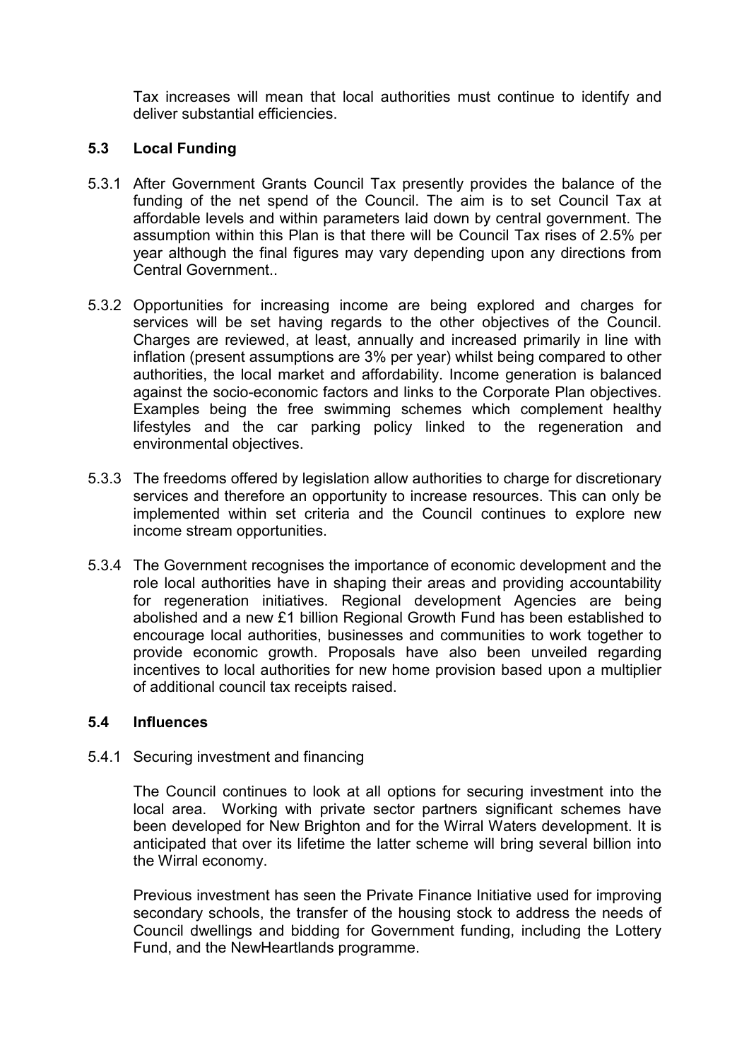Tax increases will mean that local authorities must continue to identify and deliver substantial efficiencies.

## 5.3 Local Funding

5.3.1 After Government Grants Council Tax presently provides the balance of the funding of the net spend of the Council. The aim is to set Council Tax at affordable levels and within parameters laid down by central government. The assumption within this Plan is that there will be Council Tax rises of 2.5% per year although the final figures may vary depending upon any directions from Central Government..

5.3.2 Opportunities for increasing income are being explored and charges for services will be set having regards to the other objectives of the Council. Charges are reviewed, at least, annually and increased primarily in line with inflation (present assumptions are 3% per year) whilst being compared to other authorities, the local market and affordability. Income generation is balanced against the socio-economic factors and links to the Corporate Plan objectives. Examples being the free swimming schemes which complement healthy lifestyles and the car parking policy linked to the regeneration and environmental objectives.

5.3.3 The freedoms offered by legislation allow authorities to charge for discretionary services and therefore an opportunity to increase resources. This can only be implemented within set criteria and the Council continues to explore new income stream opportunities.

5.3.4 The Government recognises the importance of economic development and the role local authorities have in shaping their areas and providing accountability for regeneration initiatives. Regional development Agencies are being abolished and a new £1 billion Regional Growth Fund has been established to encourage local authorities, businesses and communities to work together to provide economic growth. Proposals have also been unveiled regarding incentives to local authorities for new home provision based upon a multiplier of additional council tax receipts raised.

## 5.4 Influences

5.4.1 Securing investment and financing

The Council continues to look at all options for securing investment into the local area. Working with private sector partners significant schemes have been developed for New Brighton and for the Wirral Waters development. It is anticipated that over its lifetime the latter scheme will bring several billion into the Wirral economy.

Previous investment has seen the Private Finance Initiative used for improving secondary schools, the transfer of the housing stock to address the needs of Council dwellings and bidding for Government funding, including the Lottery Fund, and the NewHeartlands programme.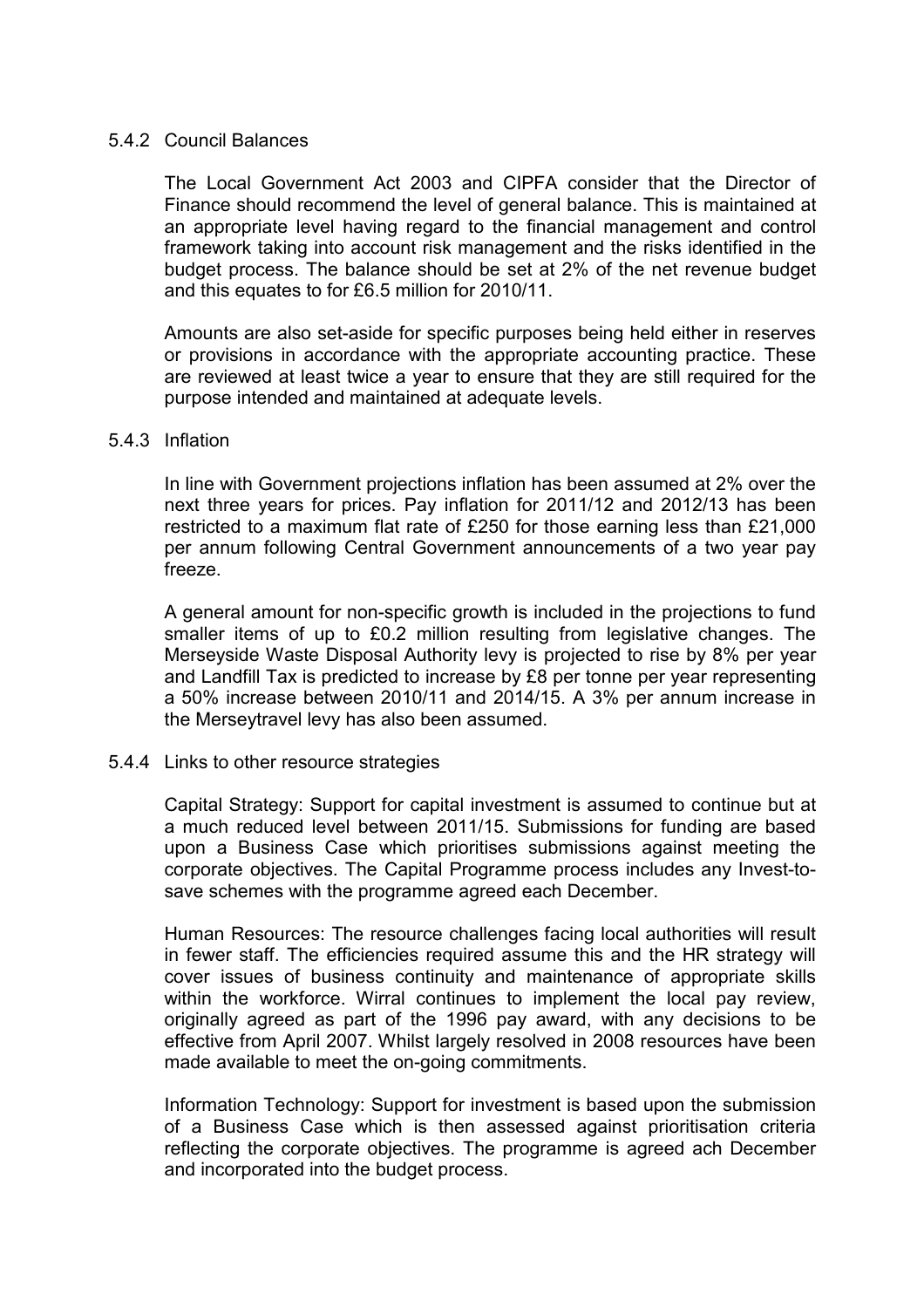#### 5.4.2 Council Balances

The Local Government Act 2003 and CIPFA consider that the Director of Finance should recommend the level of general balance. This is maintained at an appropriate level having regard to the financial management and control framework taking into account risk management and the risks identified in the budget process. The balance should be set at 2% of the net revenue budget and this equates to for £6.5 million for 2010/11.

Amounts are also set-aside for specific purposes being held either in reserves or provisions in accordance with the appropriate accounting practice. These are reviewed at least twice a year to ensure that they are still required for the purpose intended and maintained at adequate levels.

#### 5.4.3 Inflation

In line with Government projections inflation has been assumed at 2% over the next three years for prices. Pay inflation for 2011/12 and 2012/13 has been restricted to a maximum flat rate of £250 for those earning less than £21,000 per annum following Central Government announcements of a two year pay freeze.

A general amount for non-specific growth is included in the projections to fund smaller items of up to £0.2 million resulting from legislative changes. The Merseyside Waste Disposal Authority levy is projected to rise by 8% per year and Landfill Tax is predicted to increase by £8 per tonne per year representing a 50% increase between 2010/11 and 2014/15. A 3% per annum increase in the Merseytravel levy has also been assumed.

#### 5.4.4 Links to other resource strategies

Capital Strategy: Support for capital investment is assumed to continue but at a much reduced level between 2011/15. Submissions for funding are based upon a Business Case which prioritises submissions against meeting the corporate objectives. The Capital Programme process includes any Invest-to-save schemes with the programme agreed each December.

Human Resources: The resource challenges facing local authorities will result in fewer staff. The efficiencies required assume this and the HR strategy will cover issues of business continuity and maintenance of appropriate skills within the workforce. Wirral continues to implement the local pay review, originally agreed as part of the 1996 pay award, with any decisions to be effective from April 2007. Whilst largely resolved in 2008 resources have been made available to meet the on-going commitments.

Information Technology: Support for investment is based upon the submission of a Business Case which is then assessed against prioritisation criteria reflecting the corporate objectives. The programme is agreed ach December and incorporated into the budget process.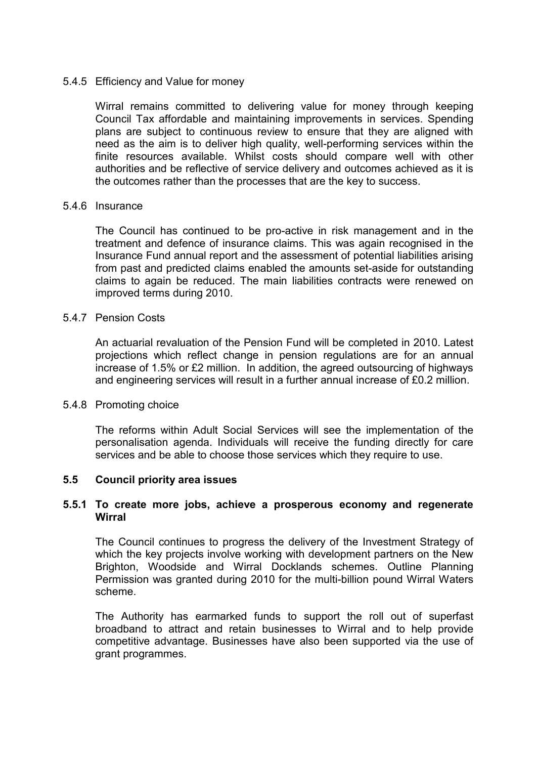5.4.5 Efficiency and Value for money

Wirral remains committed to delivering value for money through keeping Council Tax affordable and maintaining improvements in services. Spending plans are subject to continuous review to ensure that they are aligned with need as the aim is to deliver high quality, well-performing services within the finite resources available. Whilst costs should compare well with other authorities and be reflective of service delivery and outcomes achieved as it is the outcomes rather than the processes that are the key to success.

5.4.6 Insurance

The Council has continued to be pro-active in risk management and in the treatment and defence of insurance claims. This was again recognised in the Insurance Fund annual report and the assessment of potential liabilities arising from past and predicted claims enabled the amounts set-aside for outstanding claims to again be reduced. The main liabilities contracts were renewed on improved terms during 2010.

5.4.7 Pension Costs

An actuarial revaluation of the Pension Fund will be completed in 2010. Latest projections which reflect change in pension regulations are for an annual increase of 1.5% or £2 million. In addition, the agreed outsourcing of highways and engineering services will result in a further annual increase of £0.2 million.

5.4.8 Promoting choice

The reforms within Adult Social Services will see the implementation of the personalisation agenda. Individuals will receive the funding directly for care services and be able to choose those services which they require to use.

## 5.5 Council priority area issues

### 5.5.1 To create more jobs, achieve a prosperous economy and regenerate Wirral

The Council continues to progress the delivery of the Investment Strategy of which the key projects involve working with development partners on the New Brighton, Woodside and Wirral Docklands schemes. Outline Planning Permission was granted during 2010 for the multi-billion pound Wirral Waters scheme.

The Authority has earmarked funds to support the roll out of superfast broadband to attract and retain businesses to Wirral and to help provide competitive advantage. Businesses have also been supported via the use of grant programmes.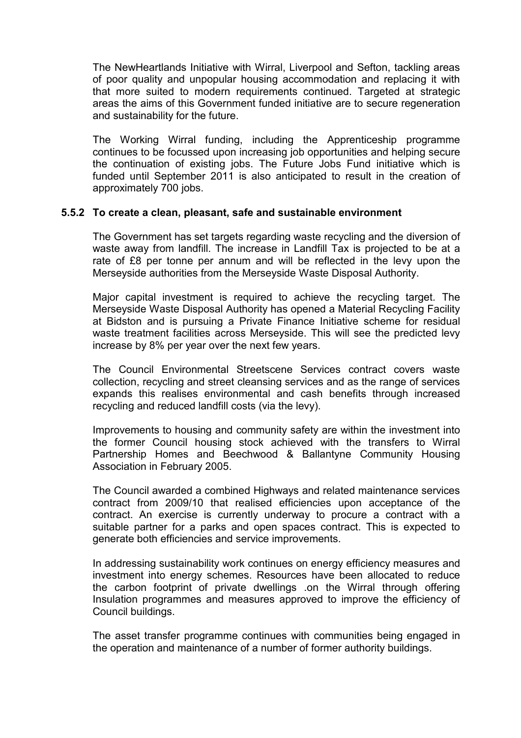The NewHeartlands Initiative with Wirral, Liverpool and Sefton, tackling areas of poor quality and unpopular housing accommodation and replacing it with that more suited to modern requirements continued. Targeted at strategic areas the aims of this Government funded initiative are to secure regeneration and sustainability for the future.

The Working Wirral funding, including the Apprenticeship programme continues to be focussed upon increasing job opportunities and helping secure the continuation of existing jobs. The Future Jobs Fund initiative which is funded until September 2011 is also anticipated to result in the creation of approximately 700 jobs.

### 5.5.2 To create a clean, pleasant, safe and sustainable environment

The Government has set targets regarding waste recycling and the diversion of waste away from landfill. The increase in Landfill Tax is projected to be at a rate of £8 per tonne per annum and will be reflected in the levy upon the Merseyside authorities from the Merseyside Waste Disposal Authority.

Major capital investment is required to achieve the recycling target. The Merseyside Waste Disposal Authority has opened a Material Recycling Facility at Bidston and is pursuing a Private Finance Initiative scheme for residual waste treatment facilities across Merseyside. This will see the predicted levy increase by 8% per year over the next few years.

The Council Environmental Streetscene Services contract covers waste collection, recycling and street cleansing services and as the range of services expands this realises environmental and cash benefits through increased recycling and reduced landfill costs (via the levy).

Improvements to housing and community safety are within the investment into the former Council housing stock achieved with the transfers to Wirral Partnership Homes and Beechwood & Ballantyne Community Housing Association in February 2005.

The Council awarded a combined Highways and related maintenance services contract from 2009/10 that realised efficiencies upon acceptance of the contract. An exercise is currently underway to procure a contract with a suitable partner for a parks and open spaces contract. This is expected to generate both efficiencies and service improvements.

In addressing sustainability work continues on energy efficiency measures and investment into energy schemes. Resources have been allocated to reduce the carbon footprint of private dwellings .on the Wirral through offering Insulation programmes and measures approved to improve the efficiency of Council buildings.

The asset transfer programme continues with communities being engaged in the operation and maintenance of a number of former authority buildings.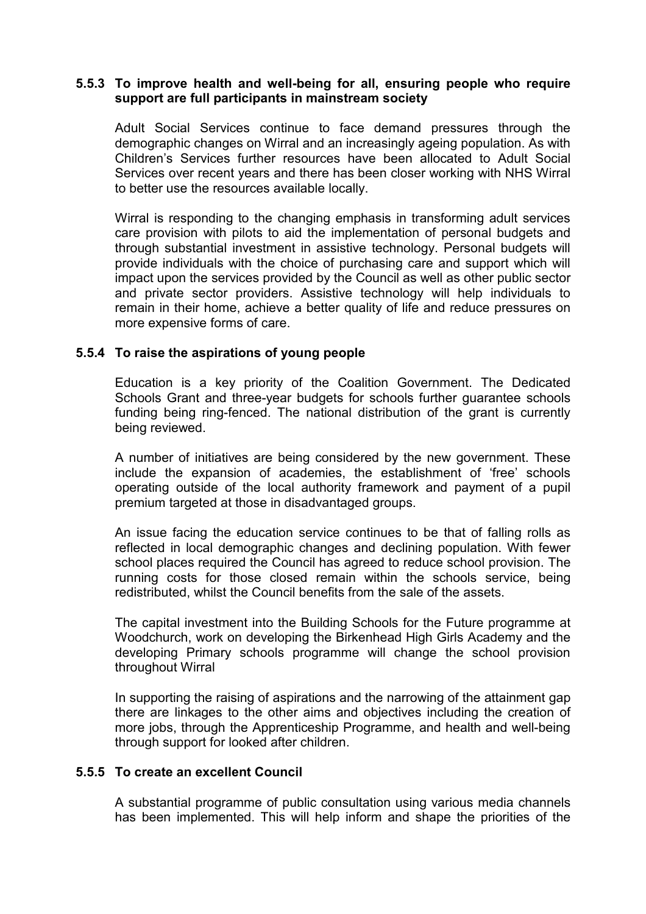### 5.5.3 To improve health and well-being for all, ensuring people who require support are full participants in mainstream society

Adult Social Services continue to face demand pressures through the demographic changes on Wirral and an increasingly ageing population. As with Children's Services further resources have been allocated to Adult Social Services over recent years and there has been closer working with NHS Wirral to better use the resources available locally.

Wirral is responding to the changing emphasis in transforming adult services care provision with pilots to aid the implementation of personal budgets and through substantial investment in assistive technology. Personal budgets will provide individuals with the choice of purchasing care and support which will impact upon the services provided by the Council as well as other public sector and private sector providers. Assistive technology will help individuals to remain in their home, achieve a better quality of life and reduce pressures on more expensive forms of care.

### 5.5.4 To raise the aspirations of young people

Education is a key priority of the Coalition Government. The Dedicated Schools Grant and three-year budgets for schools further guarantee schools funding being ring-fenced. The national distribution of the grant is currently being reviewed.

A number of initiatives are being considered by the new government. These include the expansion of academies, the establishment of 'free' schools operating outside of the local authority framework and payment of a pupil premium targeted at those in disadvantaged groups.

An issue facing the education service continues to be that of falling rolls as reflected in local demographic changes and declining population. With fewer school places required the Council has agreed to reduce school provision. The running costs for those closed remain within the schools service, being redistributed, whilst the Council benefits from the sale of the assets.

The capital investment into the Building Schools for the Future programme at Woodchurch, work on developing the Birkenhead High Girls Academy and the developing Primary schools programme will change the school provision throughout Wirral

In supporting the raising of aspirations and the narrowing of the attainment gap there are linkages to the other aims and objectives including the creation of more jobs, through the Apprenticeship Programme, and health and well-being through support for looked after children.

### 5.5.5 To create an excellent Council

A substantial programme of public consultation using various media channels has been implemented. This will help inform and shape the priorities of the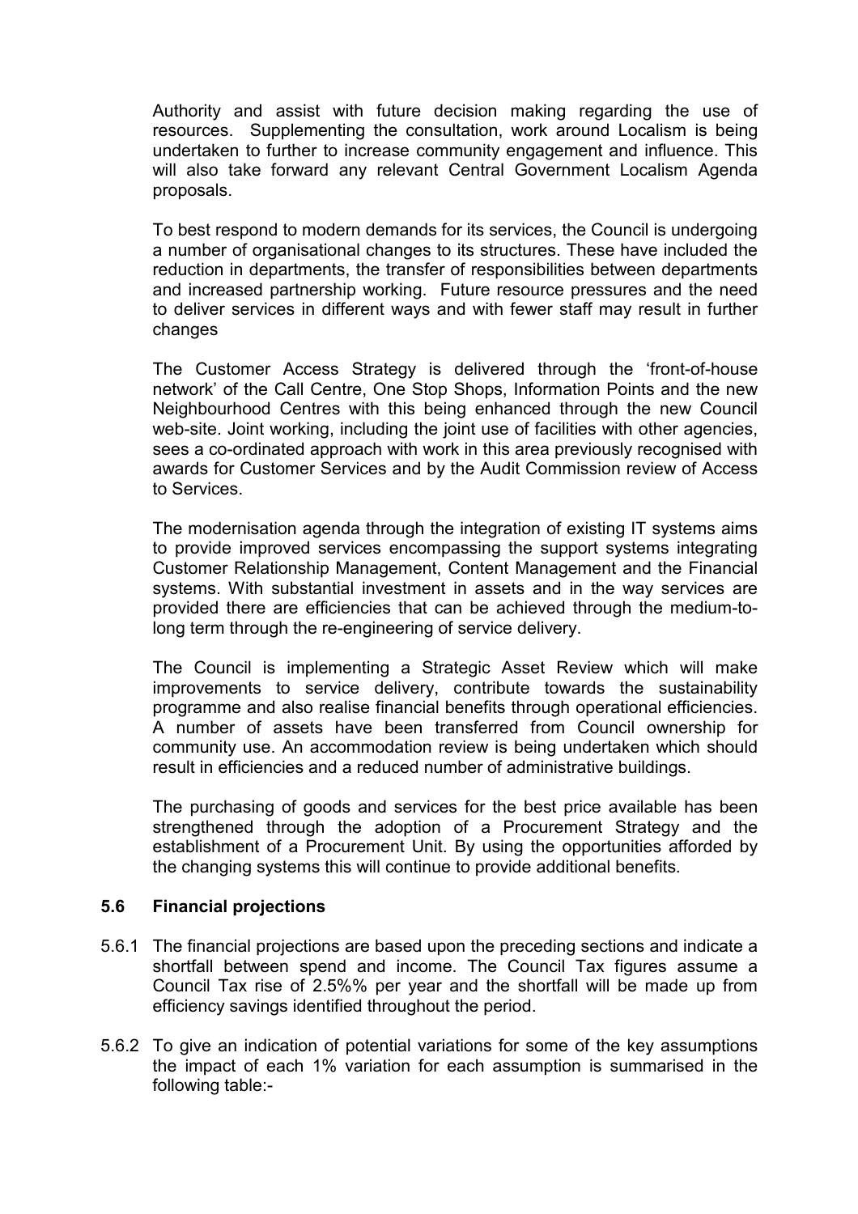Authority and assist with future decision making regarding the use of resources. Supplementing the consultation, work around Localism is being undertaken to further to increase community engagement and influence. This will also take forward any relevant Central Government Localism Agenda proposals.

To best respond to modern demands for its services, the Council is undergoing a number of organisational changes to its structures. These have included the reduction in departments, the transfer of responsibilities between departments and increased partnership working. Future resource pressures and the need to deliver services in different ways and with fewer staff may result in further changes

The Customer Access Strategy is delivered through the 'front-of-house network' of the Call Centre, One Stop Shops, Information Points and the new Neighbourhood Centres with this being enhanced through the new Council web-site. Joint working, including the joint use of facilities with other agencies, sees a co-ordinated approach with work in this area previously recognised with awards for Customer Services and by the Audit Commission review of Access to Services.

The modernisation agenda through the integration of existing IT systems aims to provide improved services encompassing the support systems integrating Customer Relationship Management, Content Management and the Financial systems. With substantial investment in assets and in the way services are provided there are efficiencies that can be achieved through the medium-to-long term through the re-engineering of service delivery.

The Council is implementing a Strategic Asset Review which will make improvements to service delivery, contribute towards the sustainability programme and also realise financial benefits through operational efficiencies. A number of assets have been transferred from Council ownership for community use. An accommodation review is being undertaken which should result in efficiencies and a reduced number of administrative buildings.

The purchasing of goods and services for the best price available has been strengthened through the adoption of a Procurement Strategy and the establishment of a Procurement Unit. By using the opportunities afforded by the changing systems this will continue to provide additional benefits.

### 5.6 Financial projections

5.6.1 The financial projections are based upon the preceding sections and indicate a shortfall between spend and income. The Council Tax figures assume a Council Tax rise of 2.5%% per year and the shortfall will be made up from efficiency savings identified throughout the period.

5.6.2 To give an indication of potential variations for some of the key assumptions the impact of each 1% variation for each assumption is summarised in the following table:-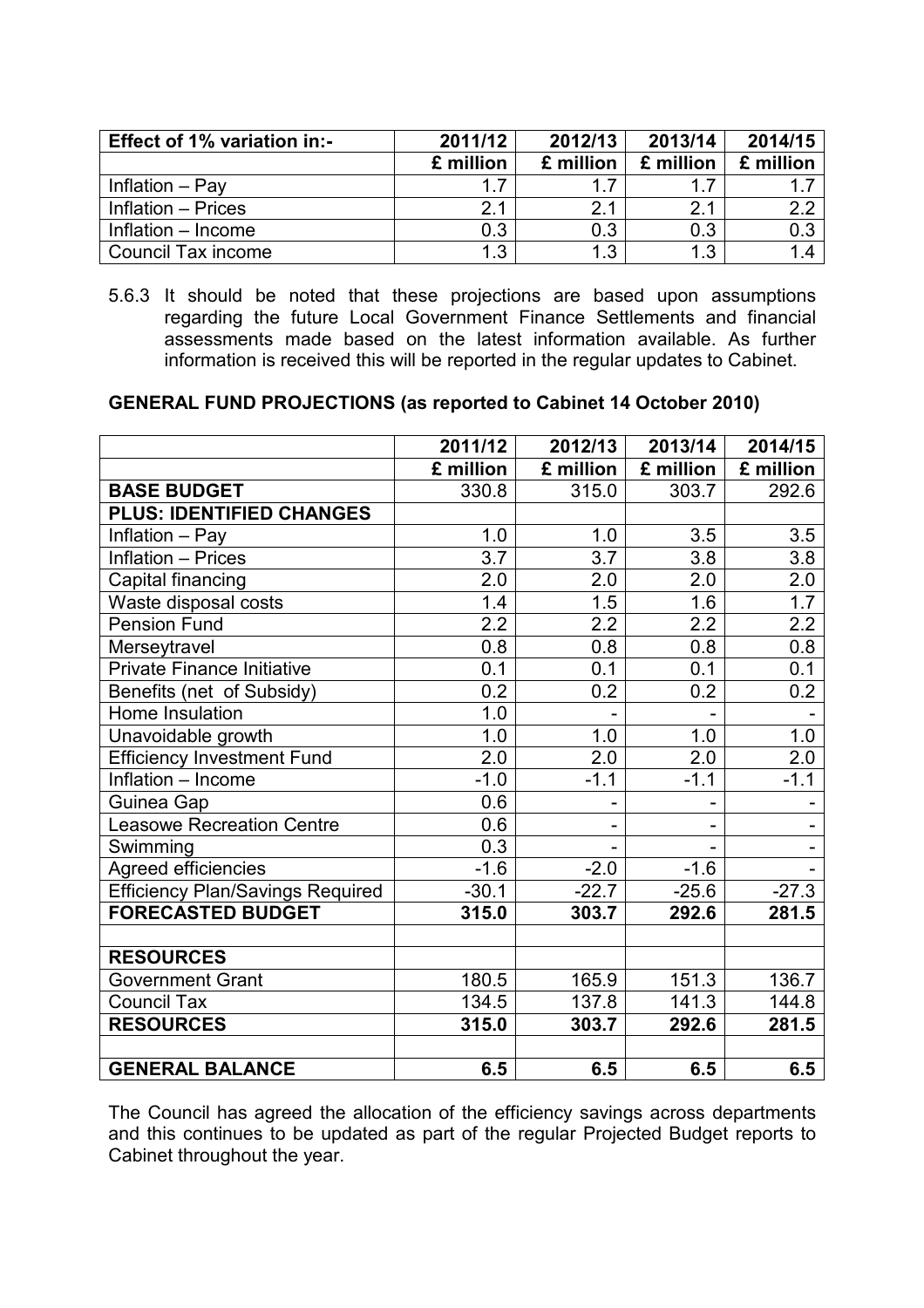| Effect of 1% variation in:- | 2011/12 | 2012/13 | 2013/14 | 2014/15 |
|---|---|---|---|---|
| | £ million | £ million | £ million | £ million |
| Inflation – Pay | 1.7 | 1.7 | 1.7 | 1.7 |
| Inflation – Prices | 2.1 | 2.1 | 2.1 | 2.2 |
| Inflation – Income | 0.3 | 0.3 | 0.3 | 0.3 |
| Council Tax income | 1.3 | 1.3 | 1.3 | 1.4 |

5.6.3 It should be noted that these projections are based upon assumptions regarding the future Local Government Finance Settlements and financial assessments made based on the latest information available. As further information is received this will be reported in the regular updates to Cabinet.

**GENERAL FUND PROJECTIONS (as reported to Cabinet 14 October 2010)**

| | 2011/12 | 2012/13 | 2013/14 | 2014/15 |
|---|---|---|---|---|
| | £ million | £ million | £ million | £ million |
| **BASE BUDGET** | 330.8 | 315.0 | 303.7 | 292.6 |
| **PLUS: IDENTIFIED CHANGES** | | | | |
| Inflation – Pay | 1.0 | 1.0 | 3.5 | 3.5 |
| Inflation – Prices | 3.7 | 3.7 | 3.8 | 3.8 |
| Capital financing | 2.0 | 2.0 | 2.0 | 2.0 |
| Waste disposal costs | 1.4 | 1.5 | 1.6 | 1.7 |
| Pension Fund | 2.2 | 2.2 | 2.2 | 2.2 |
| Merseytravel | 0.8 | 0.8 | 0.8 | 0.8 |
| Private Finance Initiative | 0.1 | 0.1 | 0.1 | 0.1 |
| Benefits (net of Subsidy) | 0.2 | 0.2 | 0.2 | 0.2 |
| Home Insulation | 1.0 | - | - | - |
| Unavoidable growth | 1.0 | 1.0 | 1.0 | 1.0 |
| Efficiency Investment Fund | 2.0 | 2.0 | 2.0 | 2.0 |
| Inflation – Income | -1.0 | -1.1 | -1.1 | -1.1 |
| Guinea Gap | 0.6 | - | - | - |
| Leasowe Recreation Centre | 0.6 | - | - | - |
| Swimming | 0.3 | - | - | - |
| Agreed efficiencies | -1.6 | -2.0 | -1.6 | - |
| Efficiency Plan/Savings Required | -30.1 | -22.7 | -25.6 | -27.3 |
| **FORECASTED BUDGET** | **315.0** | **303.7** | **292.6** | **281.5** |
| | | | | |
| **RESOURCES** | | | | |
| Government Grant | 180.5 | 165.9 | 151.3 | 136.7 |
| Council Tax | 134.5 | 137.8 | 141.3 | 144.8 |
| **RESOURCES** | **315.0** | **303.7** | **292.6** | **281.5** |
| | | | | |
| **GENERAL BALANCE** | **6.5** | **6.5** | **6.5** | **6.5** |

The Council has agreed the allocation of the efficiency savings across departments and this continues to be updated as part of the regular Projected Budget reports to Cabinet throughout the year.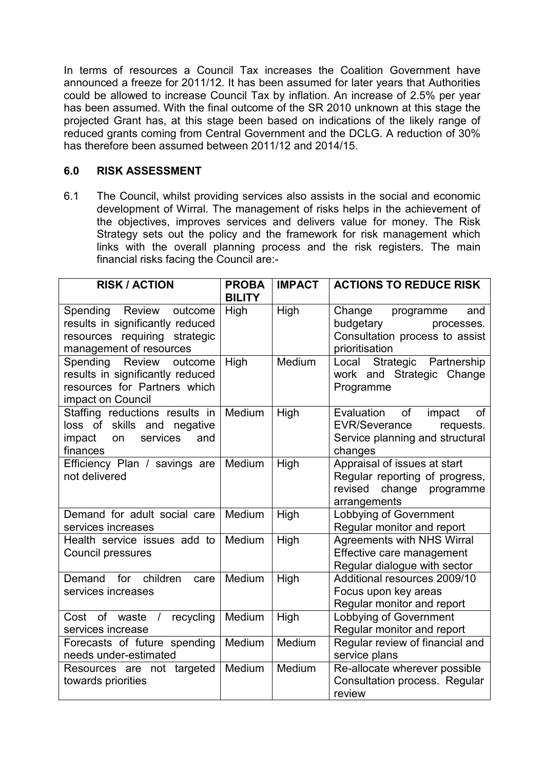In terms of resources a Council Tax increases the Coalition Government have announced a freeze for 2011/12. It has been assumed for later years that Authorities could be allowed to increase Council Tax by inflation. An increase of 2.5% per year has been assumed. With the final outcome of the SR 2010 unknown at this stage the projected Grant has, at this stage been based on indications of the likely range of reduced grants coming from Central Government and the DCLG. A reduction of 30% has therefore been assumed between 2011/12 and 2014/15.

## 6.0 RISK ASSESSMENT

6.1 The Council, whilst providing services also assists in the social and economic development of Wirral. The management of risks helps in the achievement of the objectives, improves services and delivers value for money. The Risk Strategy sets out the policy and the framework for risk management which links with the overall planning process and the risk registers. The main financial risks facing the Council are:-

| RISK / ACTION | PROBABILITY | IMPACT | ACTIONS TO REDUCE RISK |
|---|---|---|---|
| Spending Review outcome results in significantly reduced resources requiring strategic management of resources | High | High | Change programme and budgetary processes. Consultation process to assist prioritisation |
| Spending Review outcome results in significantly reduced resources for Partners which impact on Council | High | Medium | Local Strategic Partnership work and Strategic Change Programme |
| Staffing reductions results in loss of skills and negative impact on services and finances | Medium | High | Evaluation of impact of EVR/Severance requests. Service planning and structural changes |
| Efficiency Plan / savings are not delivered | Medium | High | Appraisal of issues at start<br>Regular reporting of progress, revised change programme arrangements |
| Demand for adult social care services increases | Medium | High | Lobbying of Government<br>Regular monitor and report |
| Health service issues add to Council pressures | Medium | High | Agreements with NHS Wirral<br>Effective care management<br>Regular dialogue with sector |
| Demand for children care services increases | Medium | High | Additional resources 2009/10<br>Focus upon key areas<br>Regular monitor and report |
| Cost of waste / recycling services increase | Medium | High | Lobbying of Government<br>Regular monitor and report |
| Forecasts of future spending needs under-estimated | Medium | Medium | Regular review of financial and service plans |
| Resources are not targeted towards priorities | Medium | Medium | Re-allocate wherever possible<br>Consultation process. Regular review |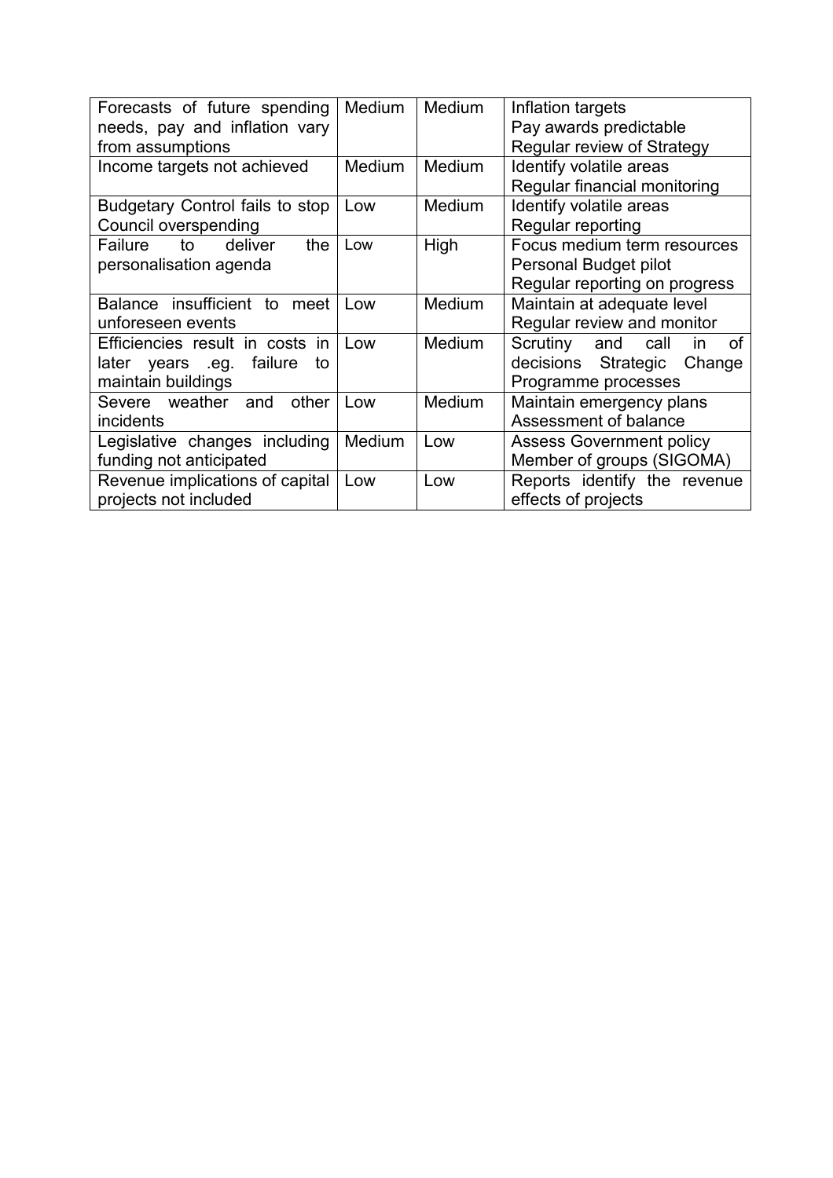| | | | |
|---|---|---|---|
| Forecasts of future spending needs, pay and inflation vary from assumptions | Medium | Medium | Inflation targets<br>Pay awards predictable<br>Regular review of Strategy |
| Income targets not achieved | Medium | Medium | Identify volatile areas<br>Regular financial monitoring |
| Budgetary Control fails to stop Council overspending | Low | Medium | Identify volatile areas<br>Regular reporting |
| Failure to deliver the personalisation agenda | Low | High | Focus medium term resources<br>Personal Budget pilot<br>Regular reporting on progress |
| Balance insufficient to meet unforeseen events | Low | Medium | Maintain at adequate level<br>Regular review and monitor |
| Efficiencies result in costs in later years .eg. failure to maintain buildings | Low | Medium | Scrutiny and call in of decisions Strategic Change Programme processes |
| Severe weather and other incidents | Low | Medium | Maintain emergency plans<br>Assessment of balance |
| Legislative changes including funding not anticipated | Medium | Low | Assess Government policy<br>Member of groups (SIGOMA) |
| Revenue implications of capital projects not included | Low | Low | Reports identify the revenue effects of projects |